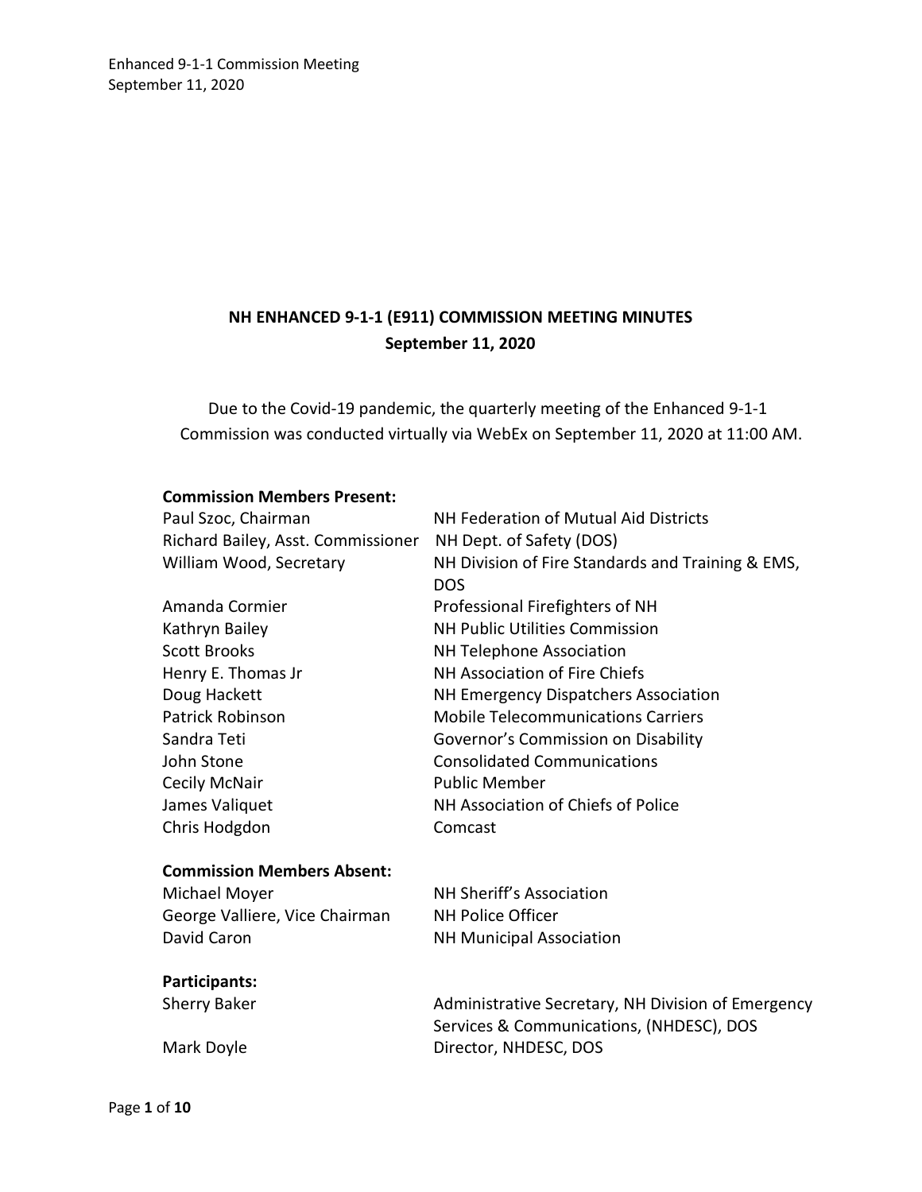# NH ENHANCED 9-1-1 (E911) COMMISSION MEETING MINUTES

**September 11, 2020**

Due to the Covid-19 pandemic, the quarterly meeting of the Enhanced 9-1-1 Commission was conducted virtually via WebEx on September 11, 2020 at 11:00 AM.

**Commission Members Present:**

| | |
|---|---|
| Paul Szoc, Chairman | NH Federation of Mutual Aid Districts |
| Richard Bailey, Asst. Commissioner | NH Dept. of Safety (DOS) |
| William Wood, Secretary | NH Division of Fire Standards and Training & EMS, DOS |
| Amanda Cormier | Professional Firefighters of NH |
| Kathryn Bailey | NH Public Utilities Commission |
| Scott Brooks | NH Telephone Association |
| Henry E. Thomas Jr | NH Association of Fire Chiefs |
| Doug Hackett | NH Emergency Dispatchers Association |
| Patrick Robinson | Mobile Telecommunications Carriers |
| Sandra Teti | Governor's Commission on Disability |
| John Stone | Consolidated Communications |
| Cecily McNair | Public Member |
| James Valiquet | NH Association of Chiefs of Police |
| Chris Hodgdon | Comcast |

**Commission Members Absent:**

| | |
|---|---|
| Michael Moyer | NH Sheriff's Association |
| George Valliere, Vice Chairman | NH Police Officer |
| David Caron | NH Municipal Association |

**Participants:**

| | |
|---|---|
| Sherry Baker | Administrative Secretary, NH Division of Emergency Services & Communications, (NHDESC), DOS |
| Mark Doyle | Director, NHDESC, DOS |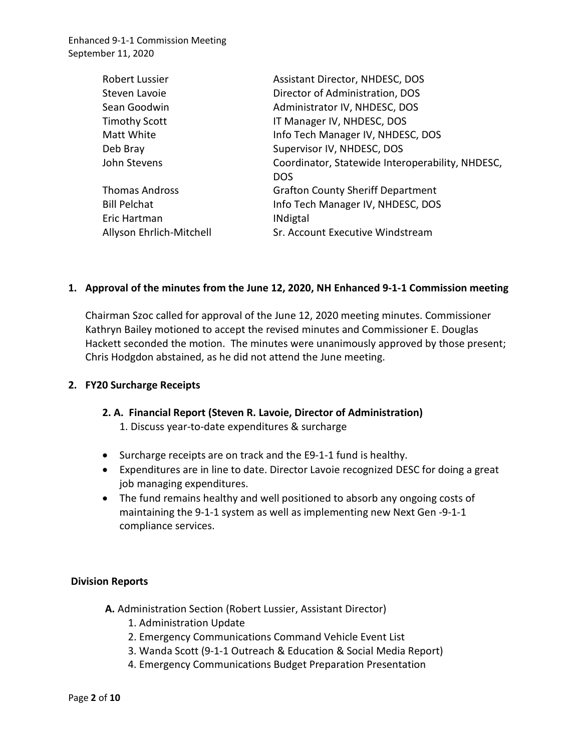| | |
|---|---|
| Robert Lussier | Assistant Director, NHDESC, DOS |
| Steven Lavoie | Director of Administration, DOS |
| Sean Goodwin | Administrator IV, NHDESC, DOS |
| Timothy Scott | IT Manager IV, NHDESC, DOS |
| Matt White | Info Tech Manager IV, NHDESC, DOS |
| Deb Bray | Supervisor IV, NHDESC, DOS |
| John Stevens | Coordinator, Statewide Interoperability, NHDESC, DOS |
| Thomas Andross | Grafton County Sheriff Department |
| Bill Pelchat | Info Tech Manager IV, NHDESC, DOS |
| Eric Hartman | INdigtal |
| Allyson Ehrlich-Mitchell | Sr. Account Executive Windstream |

## 1. Approval of the minutes from the June 12, 2020, NH Enhanced 9-1-1 Commission meeting

Chairman Szoc called for approval of the June 12, 2020 meeting minutes. Commissioner Kathryn Bailey motioned to accept the revised minutes and Commissioner E. Douglas Hackett seconded the motion. The minutes were unanimously approved by those present; Chris Hodgdon abstained, as he did not attend the June meeting.

## 2. FY20 Surcharge Receipts

### 2. A. Financial Report (Steven R. Lavoie, Director of Administration)

1. Discuss year-to-date expenditures & surcharge

- Surcharge receipts are on track and the E9-1-1 fund is healthy.
- Expenditures are in line to date. Director Lavoie recognized DESC for doing a great job managing expenditures.
- The fund remains healthy and well positioned to absorb any ongoing costs of maintaining the 9-1-1 system as well as implementing new Next Gen -9-1-1 compliance services.

## Division Reports

**A.** Administration Section (Robert Lussier, Assistant Director)

1. Administration Update
2. Emergency Communications Command Vehicle Event List
3. Wanda Scott (9-1-1 Outreach & Education & Social Media Report)
4. Emergency Communications Budget Preparation Presentation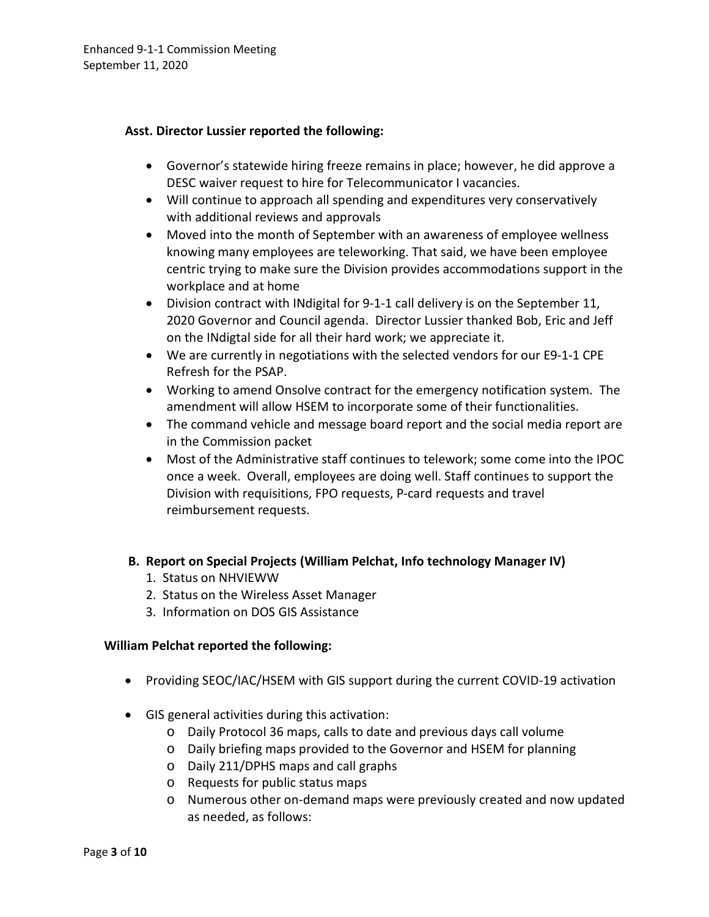**Asst. Director Lussier reported the following:**

- Governor's statewide hiring freeze remains in place; however, he did approve a DESC waiver request to hire for Telecommunicator I vacancies.
- Will continue to approach all spending and expenditures very conservatively with additional reviews and approvals
- Moved into the month of September with an awareness of employee wellness knowing many employees are teleworking. That said, we have been employee centric trying to make sure the Division provides accommodations support in the workplace and at home
- Division contract with INdigital for 9-1-1 call delivery is on the September 11, 2020 Governor and Council agenda. Director Lussier thanked Bob, Eric and Jeff on the INdigtal side for all their hard work; we appreciate it.
- We are currently in negotiations with the selected vendors for our E9-1-1 CPE Refresh for the PSAP.
- Working to amend Onsolve contract for the emergency notification system. The amendment will allow HSEM to incorporate some of their functionalities.
- The command vehicle and message board report and the social media report are in the Commission packet
- Most of the Administrative staff continues to telework; some come into the IPOC once a week. Overall, employees are doing well. Staff continues to support the Division with requisitions, FPO requests, P-card requests and travel reimbursement requests.

**B. Report on Special Projects (William Pelchat, Info technology Manager IV)**

1. Status on NHVIEWW
2. Status on the Wireless Asset Manager
3. Information on DOS GIS Assistance

**William Pelchat reported the following:**

- Providing SEOC/IAC/HSEM with GIS support during the current COVID-19 activation
- GIS general activities during this activation:
  - Daily Protocol 36 maps, calls to date and previous days call volume
  - Daily briefing maps provided to the Governor and HSEM for planning
  - Daily 211/DPHS maps and call graphs
  - Requests for public status maps
  - Numerous other on-demand maps were previously created and now updated as needed, as follows: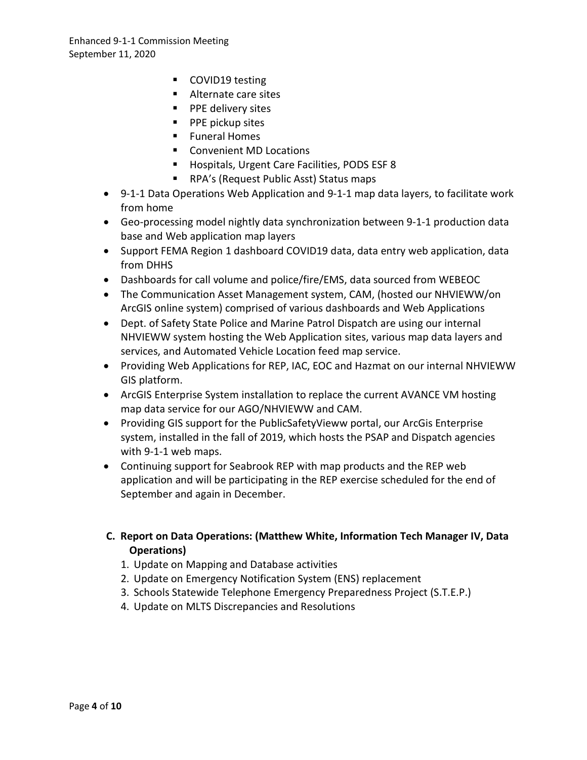- COVID19 testing
        - Alternate care sites
        - PPE delivery sites
        - PPE pickup sites
        - Funeral Homes
        - Convenient MD Locations
        - Hospitals, Urgent Care Facilities, PODS ESF 8
        - RPA's (Request Public Asst) Status maps
- 9-1-1 Data Operations Web Application and 9-1-1 map data layers, to facilitate work from home
- Geo-processing model nightly data synchronization between 9-1-1 production data base and Web application map layers
- Support FEMA Region 1 dashboard COVID19 data, data entry web application, data from DHHS
- Dashboards for call volume and police/fire/EMS, data sourced from WEBEOC
- The Communication Asset Management system, CAM, (hosted our NHVIEWW/on ArcGIS online system) comprised of various dashboards and Web Applications
- Dept. of Safety State Police and Marine Patrol Dispatch are using our internal NHVIEWW system hosting the Web Application sites, various map data layers and services, and Automated Vehicle Location feed map service.
- Providing Web Applications for REP, IAC, EOC and Hazmat on our internal NHVIEWW GIS platform.
- ArcGIS Enterprise System installation to replace the current AVANCE VM hosting map data service for our AGO/NHVIEWW and CAM.
- Providing GIS support for the PublicSafetyVieww portal, our ArcGis Enterprise system, installed in the fall of 2019, which hosts the PSAP and Dispatch agencies with 9-1-1 web maps.
- Continuing support for Seabrook REP with map products and the REP web application and will be participating in the REP exercise scheduled for the end of September and again in December.

**C. Report on Data Operations: (Matthew White, Information Tech Manager IV, Data Operations)**

1. Update on Mapping and Database activities
2. Update on Emergency Notification System (ENS) replacement
3. Schools Statewide Telephone Emergency Preparedness Project (S.T.E.P.)
4. Update on MLTS Discrepancies and Resolutions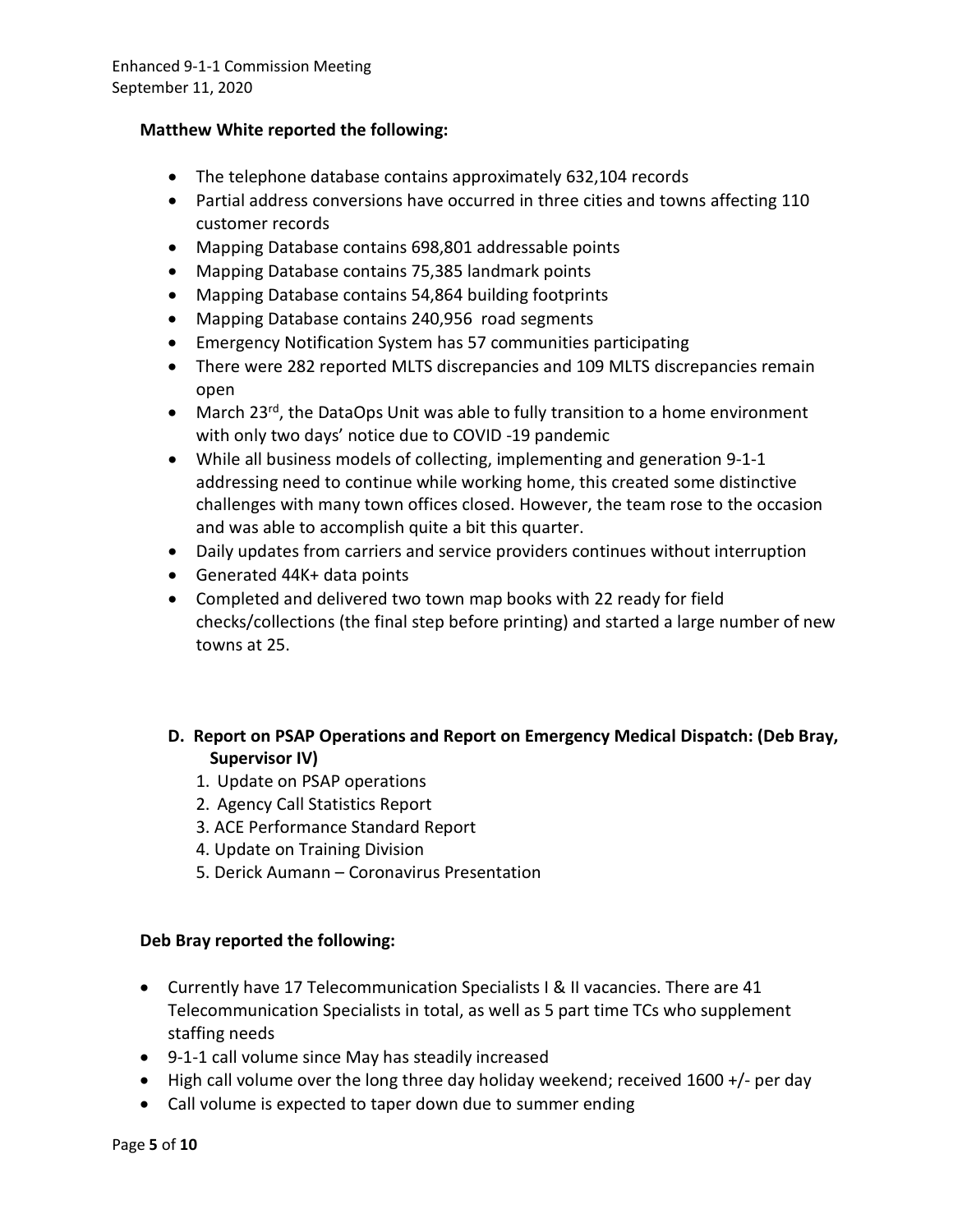**Matthew White reported the following:**

- The telephone database contains approximately 632,104 records
- Partial address conversions have occurred in three cities and towns affecting 110 customer records
- Mapping Database contains 698,801 addressable points
- Mapping Database contains 75,385 landmark points
- Mapping Database contains 54,864 building footprints
- Mapping Database contains 240,956 road segments
- Emergency Notification System has 57 communities participating
- There were 282 reported MLTS discrepancies and 109 MLTS discrepancies remain open
- March 23rd, the DataOps Unit was able to fully transition to a home environment with only two days' notice due to COVID -19 pandemic
- While all business models of collecting, implementing and generation 9-1-1 addressing need to continue while working home, this created some distinctive challenges with many town offices closed. However, the team rose to the occasion and was able to accomplish quite a bit this quarter.
- Daily updates from carriers and service providers continues without interruption
- Generated 44K+ data points
- Completed and delivered two town map books with 22 ready for field checks/collections (the final step before printing) and started a large number of new towns at 25.

**D. Report on PSAP Operations and Report on Emergency Medical Dispatch: (Deb Bray, Supervisor IV)**

1. Update on PSAP operations
2. Agency Call Statistics Report
3. ACE Performance Standard Report
4. Update on Training Division
5. Derick Aumann – Coronavirus Presentation

**Deb Bray reported the following:**

- Currently have 17 Telecommunication Specialists I & II vacancies. There are 41 Telecommunication Specialists in total, as well as 5 part time TCs who supplement staffing needs
- 9-1-1 call volume since May has steadily increased
- High call volume over the long three day holiday weekend; received 1600 +/- per day
- Call volume is expected to taper down due to summer ending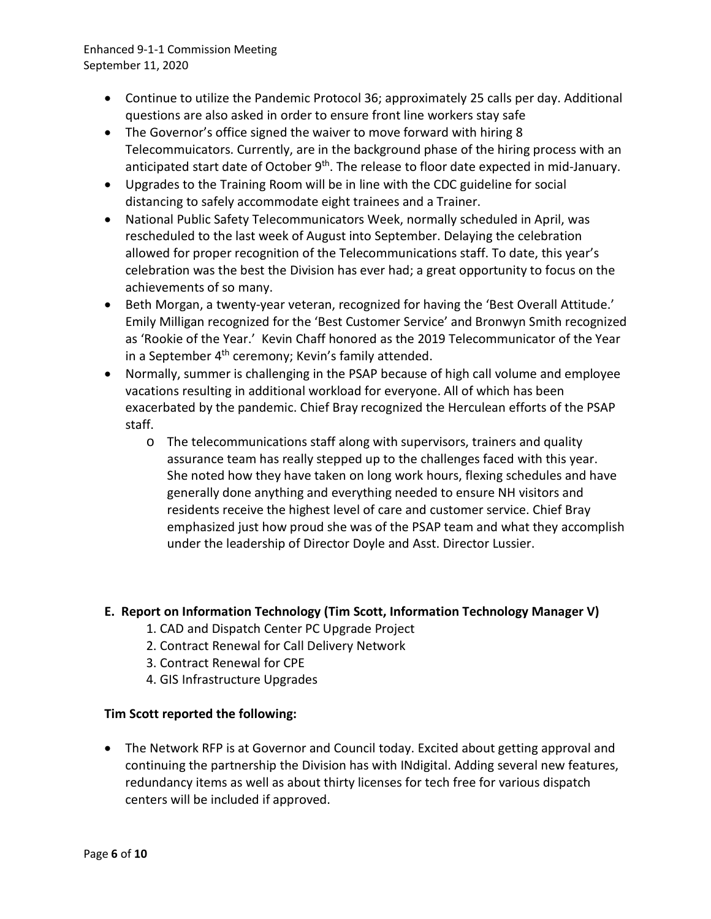- Continue to utilize the Pandemic Protocol 36; approximately 25 calls per day. Additional questions are also asked in order to ensure front line workers stay safe
- The Governor's office signed the waiver to move forward with hiring 8 Telecommuicators. Currently, are in the background phase of the hiring process with an anticipated start date of October 9th. The release to floor date expected in mid-January.
- Upgrades to the Training Room will be in line with the CDC guideline for social distancing to safely accommodate eight trainees and a Trainer.
- National Public Safety Telecommunicators Week, normally scheduled in April, was rescheduled to the last week of August into September. Delaying the celebration allowed for proper recognition of the Telecommunications staff. To date, this year's celebration was the best the Division has ever had; a great opportunity to focus on the achievements of so many.
- Beth Morgan, a twenty-year veteran, recognized for having the 'Best Overall Attitude.' Emily Milligan recognized for the 'Best Customer Service' and Bronwyn Smith recognized as 'Rookie of the Year.' Kevin Chaff honored as the 2019 Telecommunicator of the Year in a September 4th ceremony; Kevin's family attended.
- Normally, summer is challenging in the PSAP because of high call volume and employee vacations resulting in additional workload for everyone. All of which has been exacerbated by the pandemic. Chief Bray recognized the Herculean efforts of the PSAP staff.
  - The telecommunications staff along with supervisors, trainers and quality assurance team has really stepped up to the challenges faced with this year. She noted how they have taken on long work hours, flexing schedules and have generally done anything and everything needed to ensure NH visitors and residents receive the highest level of care and customer service. Chief Bray emphasized just how proud she was of the PSAP team and what they accomplish under the leadership of Director Doyle and Asst. Director Lussier.

**E. Report on Information Technology (Tim Scott, Information Technology Manager V)**

1. CAD and Dispatch Center PC Upgrade Project
2. Contract Renewal for Call Delivery Network
3. Contract Renewal for CPE
4. GIS Infrastructure Upgrades

**Tim Scott reported the following:**

- The Network RFP is at Governor and Council today. Excited about getting approval and continuing the partnership the Division has with INdigital. Adding several new features, redundancy items as well as about thirty licenses for tech free for various dispatch centers will be included if approved.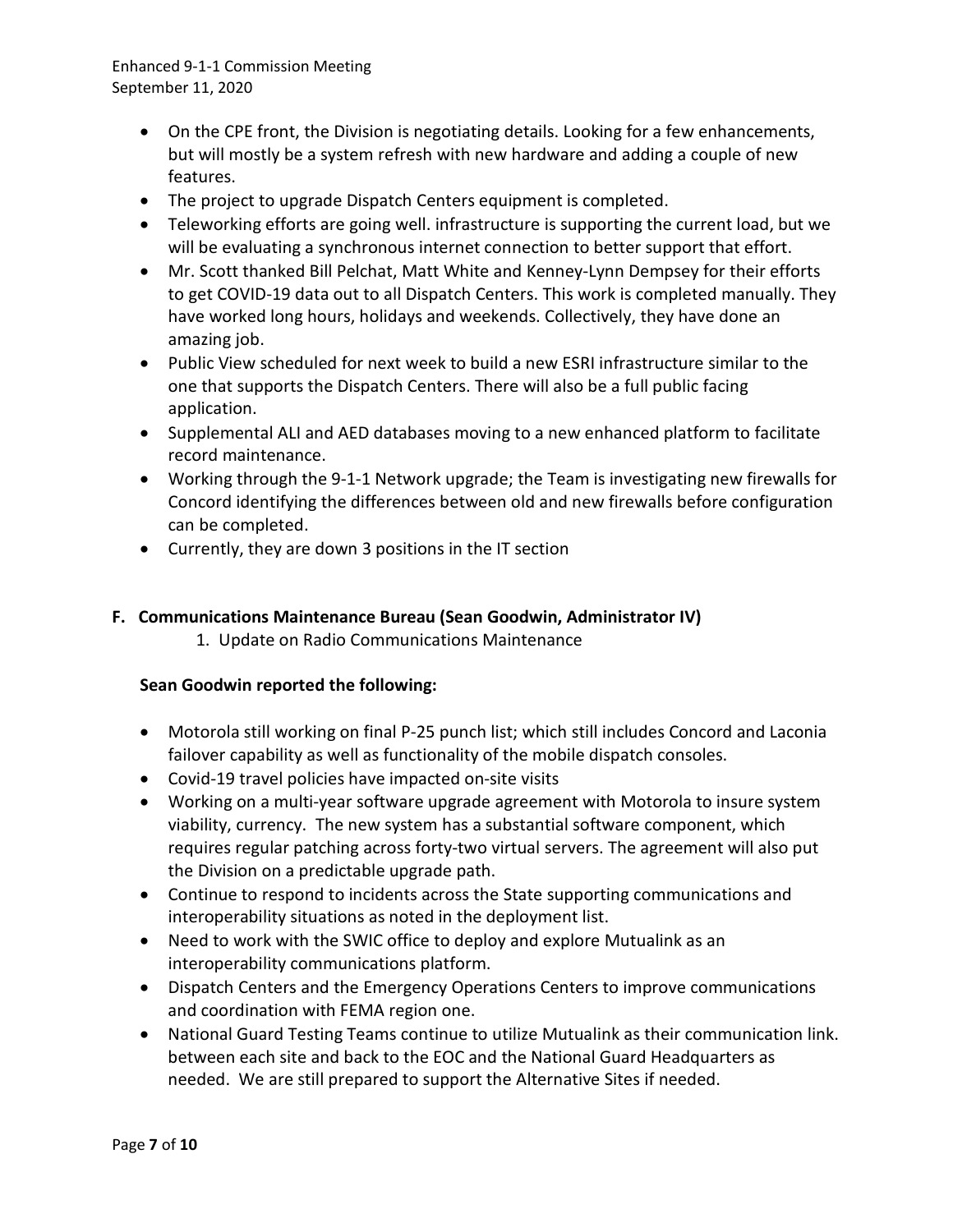- On the CPE front, the Division is negotiating details. Looking for a few enhancements, but will mostly be a system refresh with new hardware and adding a couple of new features.
- The project to upgrade Dispatch Centers equipment is completed.
- Teleworking efforts are going well. infrastructure is supporting the current load, but we will be evaluating a synchronous internet connection to better support that effort.
- Mr. Scott thanked Bill Pelchat, Matt White and Kenney-Lynn Dempsey for their efforts to get COVID-19 data out to all Dispatch Centers. This work is completed manually. They have worked long hours, holidays and weekends. Collectively, they have done an amazing job.
- Public View scheduled for next week to build a new ESRI infrastructure similar to the one that supports the Dispatch Centers. There will also be a full public facing application.
- Supplemental ALI and AED databases moving to a new enhanced platform to facilitate record maintenance.
- Working through the 9-1-1 Network upgrade; the Team is investigating new firewalls for Concord identifying the differences between old and new firewalls before configuration can be completed.
- Currently, they are down 3 positions in the IT section

## F. Communications Maintenance Bureau (Sean Goodwin, Administrator IV)

1. Update on Radio Communications Maintenance

**Sean Goodwin reported the following:**

- Motorola still working on final P-25 punch list; which still includes Concord and Laconia failover capability as well as functionality of the mobile dispatch consoles.
- Covid-19 travel policies have impacted on-site visits
- Working on a multi-year software upgrade agreement with Motorola to insure system viability, currency. The new system has a substantial software component, which requires regular patching across forty-two virtual servers. The agreement will also put the Division on a predictable upgrade path.
- Continue to respond to incidents across the State supporting communications and interoperability situations as noted in the deployment list.
- Need to work with the SWIC office to deploy and explore Mutualink as an interoperability communications platform.
- Dispatch Centers and the Emergency Operations Centers to improve communications and coordination with FEMA region one.
- National Guard Testing Teams continue to utilize Mutualink as their communication link. between each site and back to the EOC and the National Guard Headquarters as needed. We are still prepared to support the Alternative Sites if needed.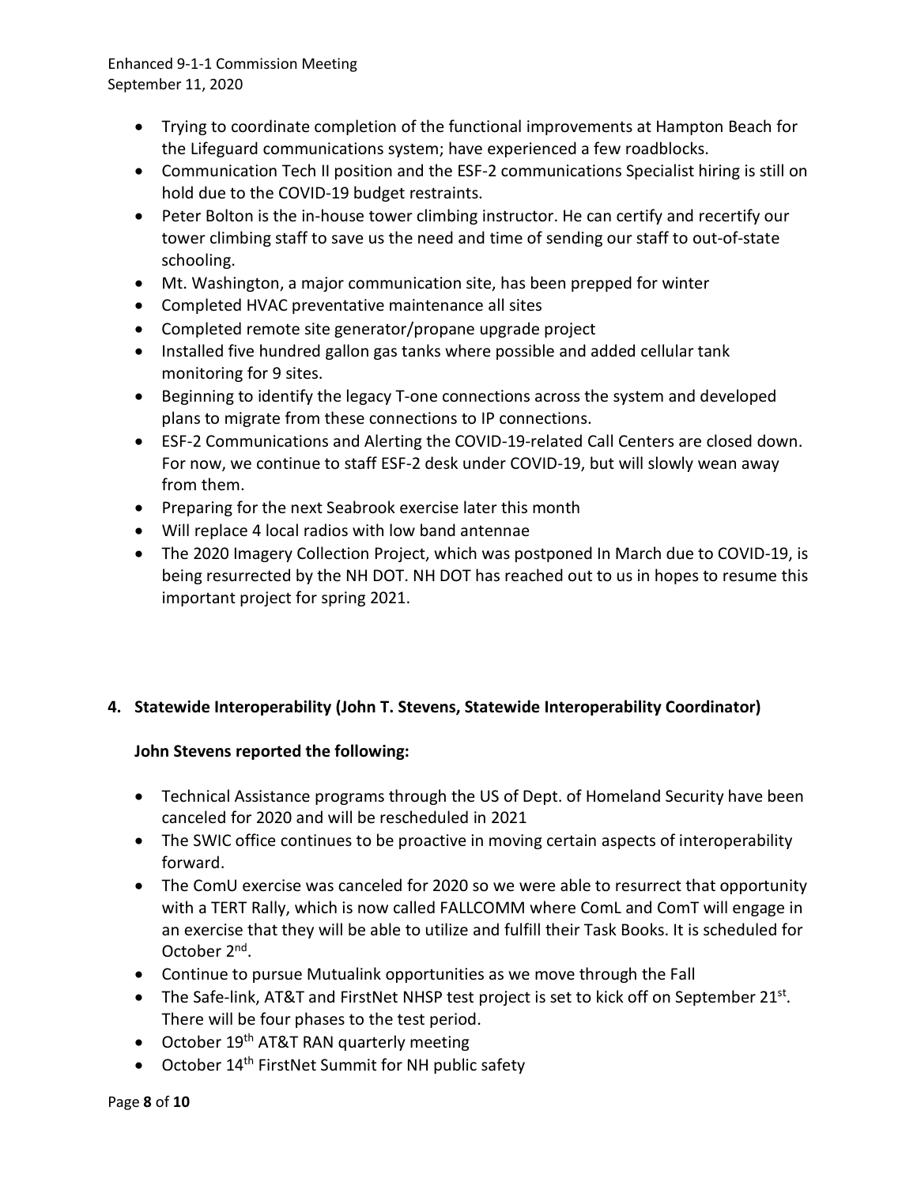- Trying to coordinate completion of the functional improvements at Hampton Beach for the Lifeguard communications system; have experienced a few roadblocks.
- Communication Tech II position and the ESF-2 communications Specialist hiring is still on hold due to the COVID-19 budget restraints.
- Peter Bolton is the in-house tower climbing instructor. He can certify and recertify our tower climbing staff to save us the need and time of sending our staff to out-of-state schooling.
- Mt. Washington, a major communication site, has been prepped for winter
- Completed HVAC preventative maintenance all sites
- Completed remote site generator/propane upgrade project
- Installed five hundred gallon gas tanks where possible and added cellular tank monitoring for 9 sites.
- Beginning to identify the legacy T-one connections across the system and developed plans to migrate from these connections to IP connections.
- ESF-2 Communications and Alerting the COVID-19-related Call Centers are closed down. For now, we continue to staff ESF-2 desk under COVID-19, but will slowly wean away from them.
- Preparing for the next Seabrook exercise later this month
- Will replace 4 local radios with low band antennae
- The 2020 Imagery Collection Project, which was postponed In March due to COVID-19, is being resurrected by the NH DOT. NH DOT has reached out to us in hopes to resume this important project for spring 2021.

## 4. Statewide Interoperability (John T. Stevens, Statewide Interoperability Coordinator)

**John Stevens reported the following:**

- Technical Assistance programs through the US of Dept. of Homeland Security have been canceled for 2020 and will be rescheduled in 2021
- The SWIC office continues to be proactive in moving certain aspects of interoperability forward.
- The ComU exercise was canceled for 2020 so we were able to resurrect that opportunity with a TERT Rally, which is now called FALLCOMM where ComL and ComT will engage in an exercise that they will be able to utilize and fulfill their Task Books. It is scheduled for October 2nd.
- Continue to pursue Mutualink opportunities as we move through the Fall
- The Safe-link, AT&T and FirstNet NHSP test project is set to kick off on September 21st. There will be four phases to the test period.
- October 19th AT&T RAN quarterly meeting
- October 14th FirstNet Summit for NH public safety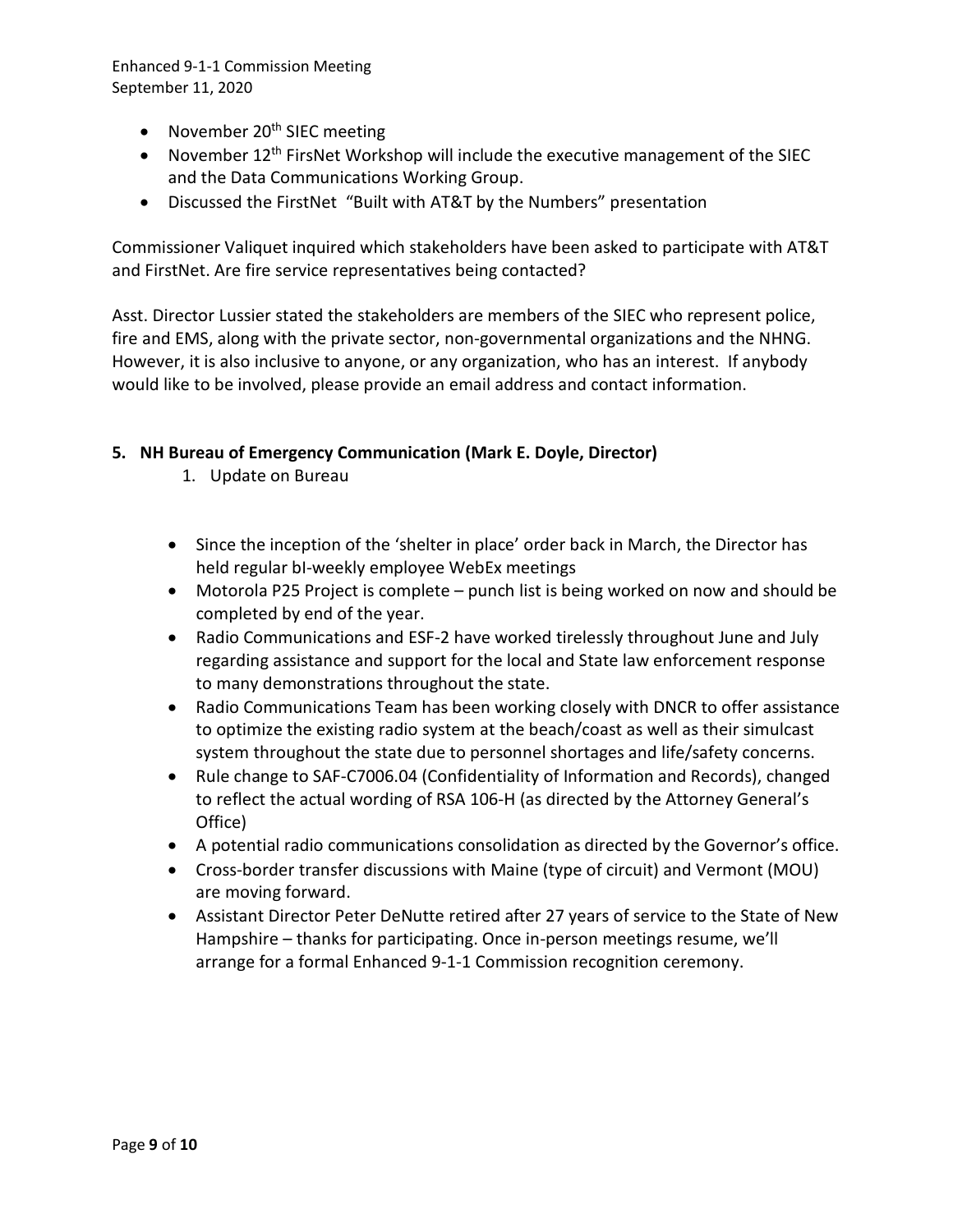- November 20th SIEC meeting
- November 12th FirsNet Workshop will include the executive management of the SIEC and the Data Communications Working Group.
- Discussed the FirstNet "Built with AT&T by the Numbers" presentation

Commissioner Valiquet inquired which stakeholders have been asked to participate with AT&T and FirstNet. Are fire service representatives being contacted?

Asst. Director Lussier stated the stakeholders are members of the SIEC who represent police, fire and EMS, along with the private sector, non-governmental organizations and the NHNG. However, it is also inclusive to anyone, or any organization, who has an interest. If anybody would like to be involved, please provide an email address and contact information.

**5. NH Bureau of Emergency Communication (Mark E. Doyle, Director)**

1. Update on Bureau

- Since the inception of the 'shelter in place' order back in March, the Director has held regular bI-weekly employee WebEx meetings
- Motorola P25 Project is complete – punch list is being worked on now and should be completed by end of the year.
- Radio Communications and ESF-2 have worked tirelessly throughout June and July regarding assistance and support for the local and State law enforcement response to many demonstrations throughout the state.
- Radio Communications Team has been working closely with DNCR to offer assistance to optimize the existing radio system at the beach/coast as well as their simulcast system throughout the state due to personnel shortages and life/safety concerns.
- Rule change to SAF-C7006.04 (Confidentiality of Information and Records), changed to reflect the actual wording of RSA 106-H (as directed by the Attorney General's Office)
- A potential radio communications consolidation as directed by the Governor's office.
- Cross-border transfer discussions with Maine (type of circuit) and Vermont (MOU) are moving forward.
- Assistant Director Peter DeNutte retired after 27 years of service to the State of New Hampshire – thanks for participating. Once in-person meetings resume, we'll arrange for a formal Enhanced 9-1-1 Commission recognition ceremony.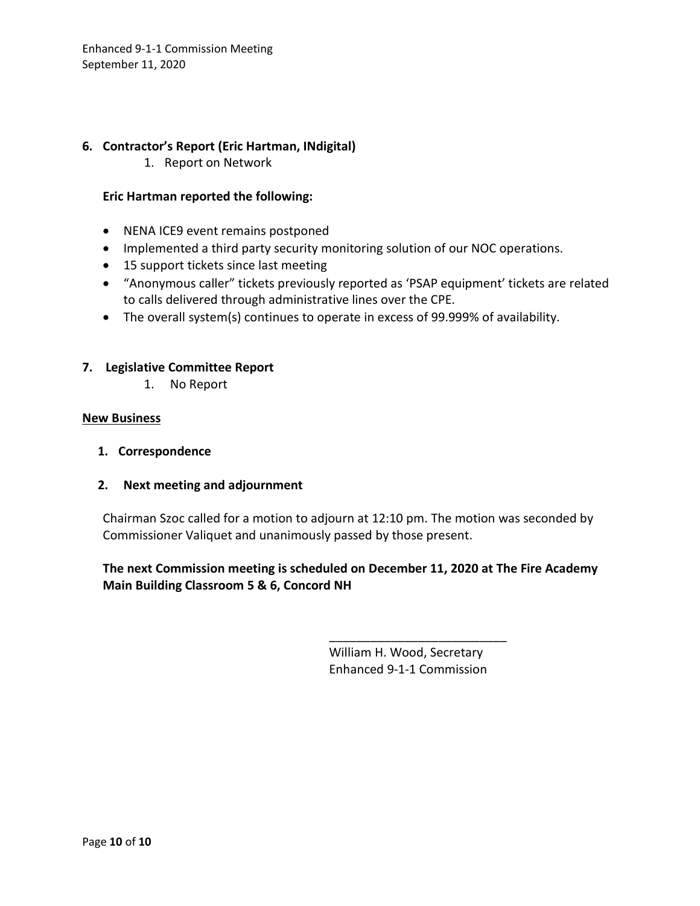**6. Contractor's Report (Eric Hartman, INdigital)**

1. Report on Network

**Eric Hartman reported the following:**

- NENA ICE9 event remains postponed
- Implemented a third party security monitoring solution of our NOC operations.
- 15 support tickets since last meeting
- "Anonymous caller" tickets previously reported as 'PSAP equipment' tickets are related to calls delivered through administrative lines over the CPE.
- The overall system(s) continues to operate in excess of 99.999% of availability.

**7. Legislative Committee Report**

1. No Report

**<u>New Business</u>**

**1. Correspondence**

**2. Next meeting and adjournment**

Chairman Szoc called for a motion to adjourn at 12:10 pm. The motion was seconded by Commissioner Valiquet and unanimously passed by those present.

**The next Commission meeting is scheduled on December 11, 2020 at The Fire Academy Main Building Classroom 5 & 6, Concord NH**

\_\_\_\_\_\_\_\_\_\_\_\_\_\_\_\_\_\_\_\_\_\_\_\_\_\_
William H. Wood, Secretary
Enhanced 9-1-1 Commission